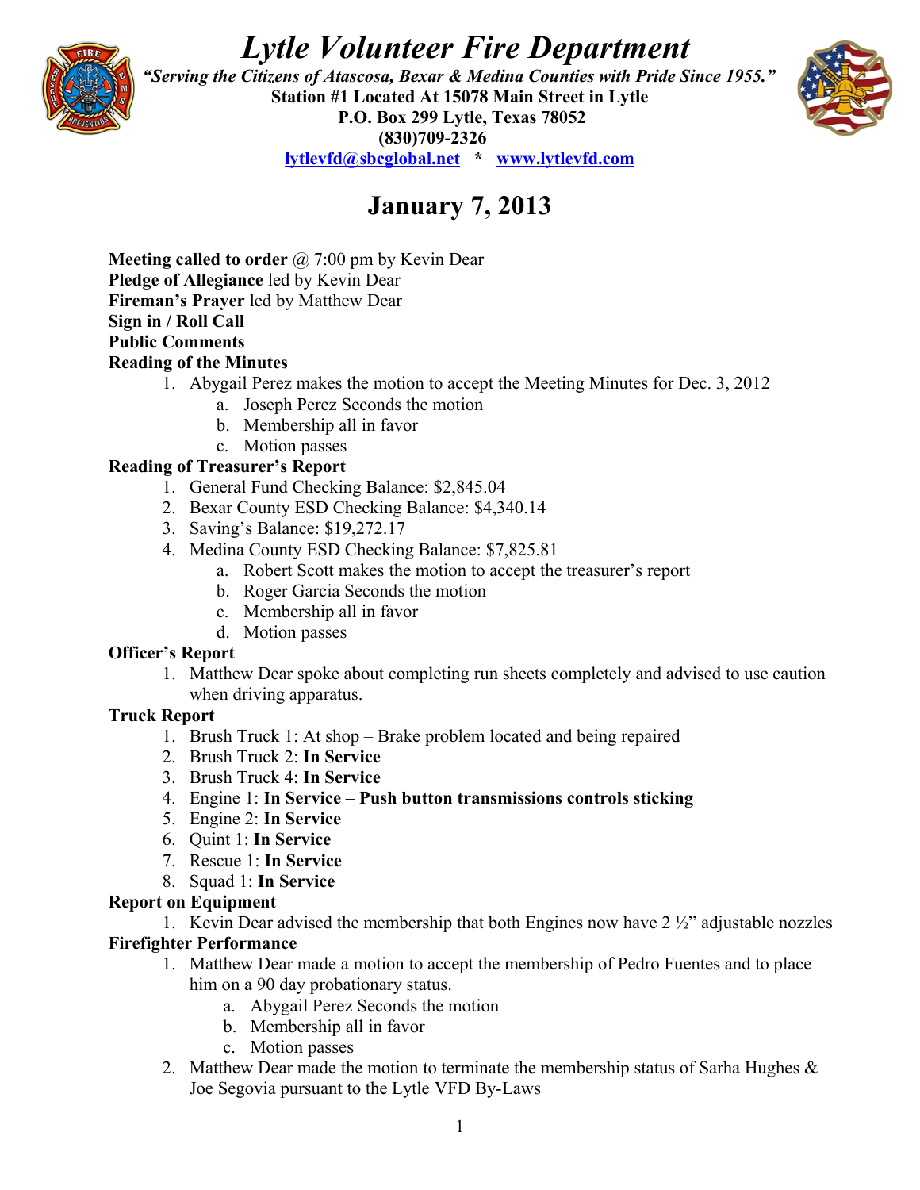# *Lytle Volunteer Fire Department*

***"Serving the Citizens of Atascosa, Bexar & Medina Counties with Pride Since 1955."***

**Station #1 Located At 15078 Main Street in Lytle**
**P.O. Box 299 Lytle, Texas 78052**
**(830)709-2326**
**lytlevfd@sbcglobal.net * www.lytlevfd.com**

## January 7, 2013

**Meeting called to order** @ 7:00 pm by Kevin Dear
**Pledge of Allegiance** led by Kevin Dear
**Fireman's Prayer** led by Matthew Dear
**Sign in / Roll Call**
**Public Comments**
**Reading of the Minutes**

1. Abygail Perez makes the motion to accept the Meeting Minutes for Dec. 3, 2012
   a. Joseph Perez Seconds the motion
   b. Membership all in favor
   c. Motion passes

**Reading of Treasurer's Report**

1. General Fund Checking Balance: $2,845.04
2. Bexar County ESD Checking Balance: $4,340.14
3. Saving's Balance: $19,272.17
4. Medina County ESD Checking Balance: $7,825.81
   a. Robert Scott makes the motion to accept the treasurer's report
   b. Roger Garcia Seconds the motion
   c. Membership all in favor
   d. Motion passes

**Officer's Report**

1. Matthew Dear spoke about completing run sheets completely and advised to use caution when driving apparatus.

**Truck Report**

1. Brush Truck 1: At shop – Brake problem located and being repaired
2. Brush Truck 2: **In Service**
3. Brush Truck 4: **In Service**
4. Engine 1: **In Service – Push button transmissions controls sticking**
5. Engine 2: **In Service**
6. Quint 1: **In Service**
7. Rescue 1: **In Service**
8. Squad 1: **In Service**

**Report on Equipment**

1. Kevin Dear advised the membership that both Engines now have 2 ½" adjustable nozzles

**Firefighter Performance**

1. Matthew Dear made a motion to accept the membership of Pedro Fuentes and to place him on a 90 day probationary status.
   a. Abygail Perez Seconds the motion
   b. Membership all in favor
   c. Motion passes
2. Matthew Dear made the motion to terminate the membership status of Sarha Hughes & Joe Segovia pursuant to the Lytle VFD By-Laws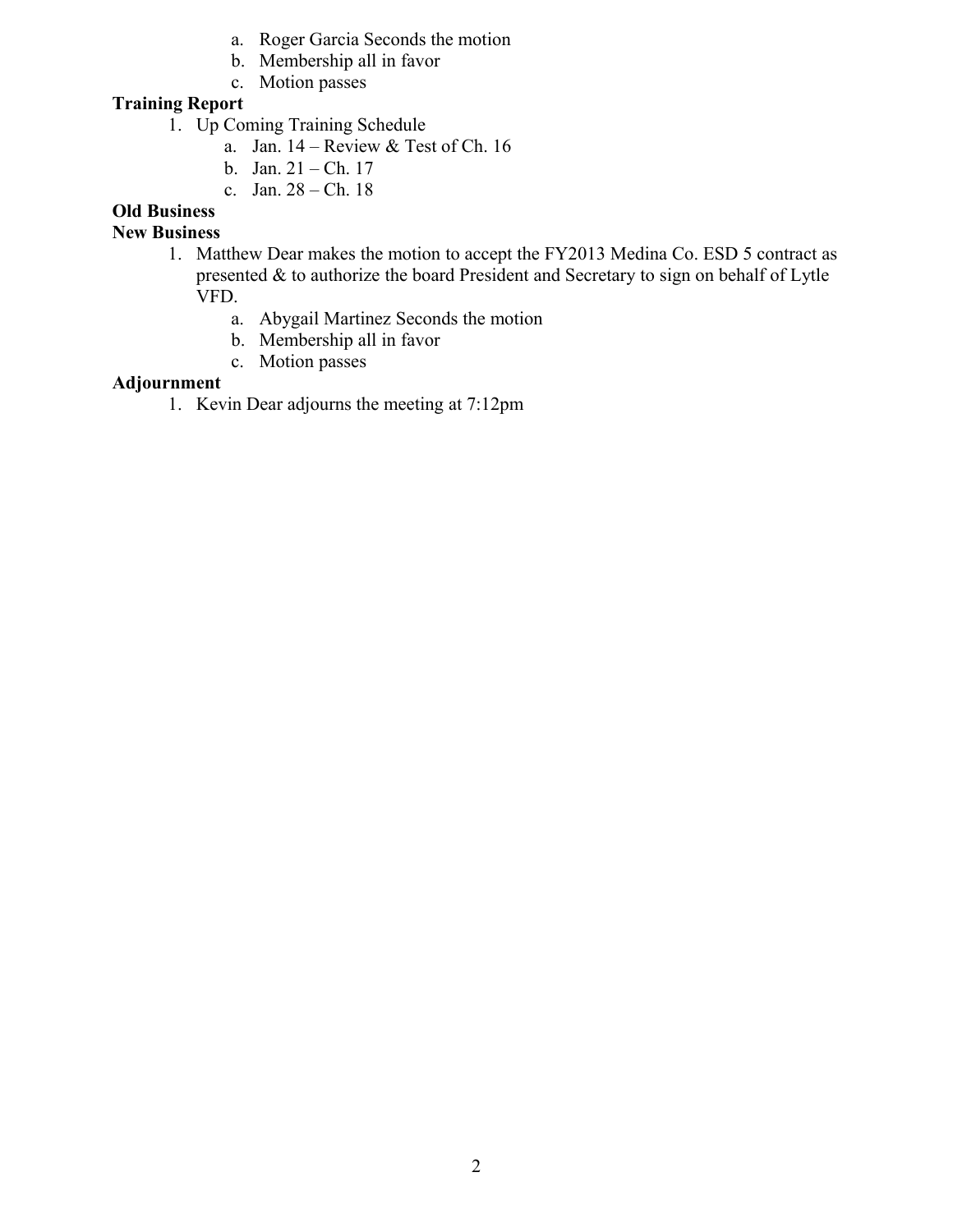a. Roger Garcia Seconds the motion
   b. Membership all in favor
   c. Motion passes

**Training Report**

1. Up Coming Training Schedule
   a. Jan. 14 – Review & Test of Ch. 16
   b. Jan. 21 – Ch. 17
   c. Jan. 28 – Ch. 18

**Old Business**

**New Business**

1. Matthew Dear makes the motion to accept the FY2013 Medina Co. ESD 5 contract as presented & to authorize the board President and Secretary to sign on behalf of Lytle VFD.
   a. Abygail Martinez Seconds the motion
   b. Membership all in favor
   c. Motion passes

**Adjournment**

1. Kevin Dear adjourns the meeting at 7:12pm